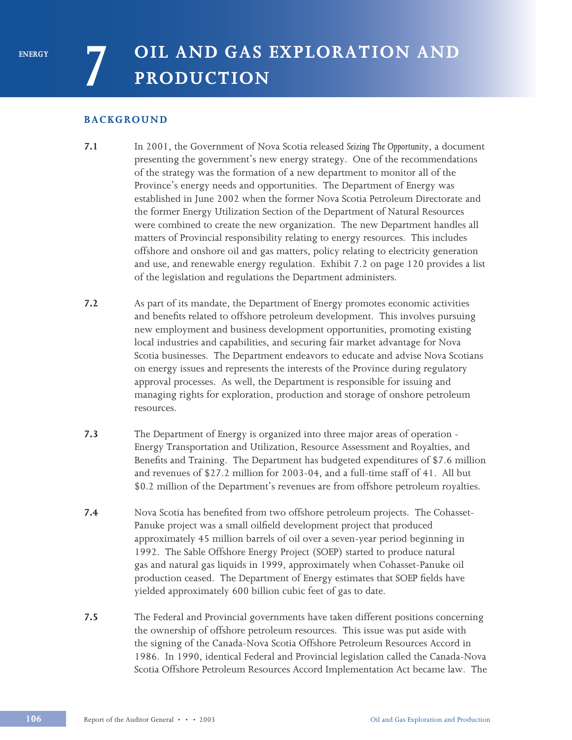# 7 OIL AND GAS EXPLORATION AND PRODUCTION

## BACKGROUND

**7.1** In 2001, the Government of Nova Scotia released *Seizing The Opportunity*, a document presenting the government's new energy strategy. One of the recommendations of the strategy was the formation of a new department to monitor all of the Province's energy needs and opportunities. The Department of Energy was established in June 2002 when the former Nova Scotia Petroleum Directorate and the former Energy Utilization Section of the Department of Natural Resources were combined to create the new organization. The new Department handles all matters of Provincial responsibility relating to energy resources. This includes offshore and onshore oil and gas matters, policy relating to electricity generation and use, and renewable energy regulation. Exhibit 7.2 on page 120 provides a list of the legislation and regulations the Department administers.

**7.2** As part of its mandate, the Department of Energy promotes economic activities and benefits related to offshore petroleum development. This involves pursuing new employment and business development opportunities, promoting existing local industries and capabilities, and securing fair market advantage for Nova Scotia businesses. The Department endeavors to educate and advise Nova Scotians on energy issues and represents the interests of the Province during regulatory approval processes. As well, the Department is responsible for issuing and managing rights for exploration, production and storage of onshore petroleum resources.

**7.3** The Department of Energy is organized into three major areas of operation - Energy Transportation and Utilization, Resource Assessment and Royalties, and Benefits and Training. The Department has budgeted expenditures of $7.6 million and revenues of $27.2 million for 2003-04, and a full-time staff of 41. All but $0.2 million of the Department's revenues are from offshore petroleum royalties.

**7.4** Nova Scotia has benefited from two offshore petroleum projects. The Cohasset-Panuke project was a small oilfield development project that produced approximately 45 million barrels of oil over a seven-year period beginning in 1992. The Sable Offshore Energy Project (SOEP) started to produce natural gas and natural gas liquids in 1999, approximately when Cohasset-Panuke oil production ceased. The Department of Energy estimates that SOEP fields have yielded approximately 600 billion cubic feet of gas to date.

**7.5** The Federal and Provincial governments have taken different positions concerning the ownership of offshore petroleum resources. This issue was put aside with the signing of the Canada-Nova Scotia Offshore Petroleum Resources Accord in 1986. In 1990, identical Federal and Provincial legislation called the Canada-Nova Scotia Offshore Petroleum Resources Accord Implementation Act became law. The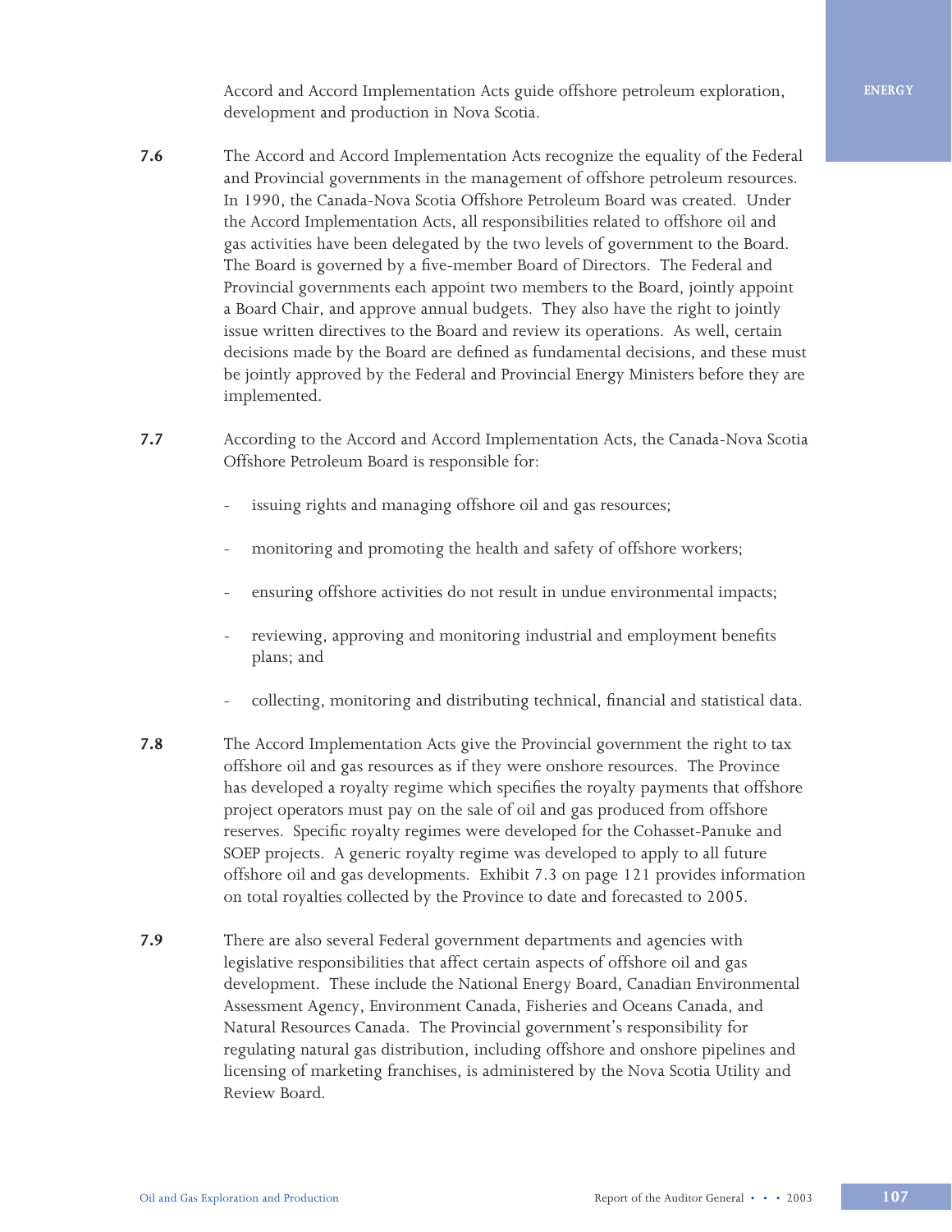Accord and Accord Implementation Acts guide offshore petroleum exploration, development and production in Nova Scotia.

**7.6** The Accord and Accord Implementation Acts recognize the equality of the Federal and Provincial governments in the management of offshore petroleum resources. In 1990, the Canada-Nova Scotia Offshore Petroleum Board was created. Under the Accord Implementation Acts, all responsibilities related to offshore oil and gas activities have been delegated by the two levels of government to the Board. The Board is governed by a five-member Board of Directors. The Federal and Provincial governments each appoint two members to the Board, jointly appoint a Board Chair, and approve annual budgets. They also have the right to jointly issue written directives to the Board and review its operations. As well, certain decisions made by the Board are defined as fundamental decisions, and these must be jointly approved by the Federal and Provincial Energy Ministers before they are implemented.

**7.7** According to the Accord and Accord Implementation Acts, the Canada-Nova Scotia Offshore Petroleum Board is responsible for:

- issuing rights and managing offshore oil and gas resources;
- monitoring and promoting the health and safety of offshore workers;
- ensuring offshore activities do not result in undue environmental impacts;
- reviewing, approving and monitoring industrial and employment benefits plans; and
- collecting, monitoring and distributing technical, financial and statistical data.

**7.8** The Accord Implementation Acts give the Provincial government the right to tax offshore oil and gas resources as if they were onshore resources. The Province has developed a royalty regime which specifies the royalty payments that offshore project operators must pay on the sale of oil and gas produced from offshore reserves. Specific royalty regimes were developed for the Cohasset-Panuke and SOEP projects. A generic royalty regime was developed to apply to all future offshore oil and gas developments. Exhibit 7.3 on page 121 provides information on total royalties collected by the Province to date and forecasted to 2005.

**7.9** There are also several Federal government departments and agencies with legislative responsibilities that affect certain aspects of offshore oil and gas development. These include the National Energy Board, Canadian Environmental Assessment Agency, Environment Canada, Fisheries and Oceans Canada, and Natural Resources Canada. The Provincial government's responsibility for regulating natural gas distribution, including offshore and onshore pipelines and licensing of marketing franchises, is administered by the Nova Scotia Utility and Review Board.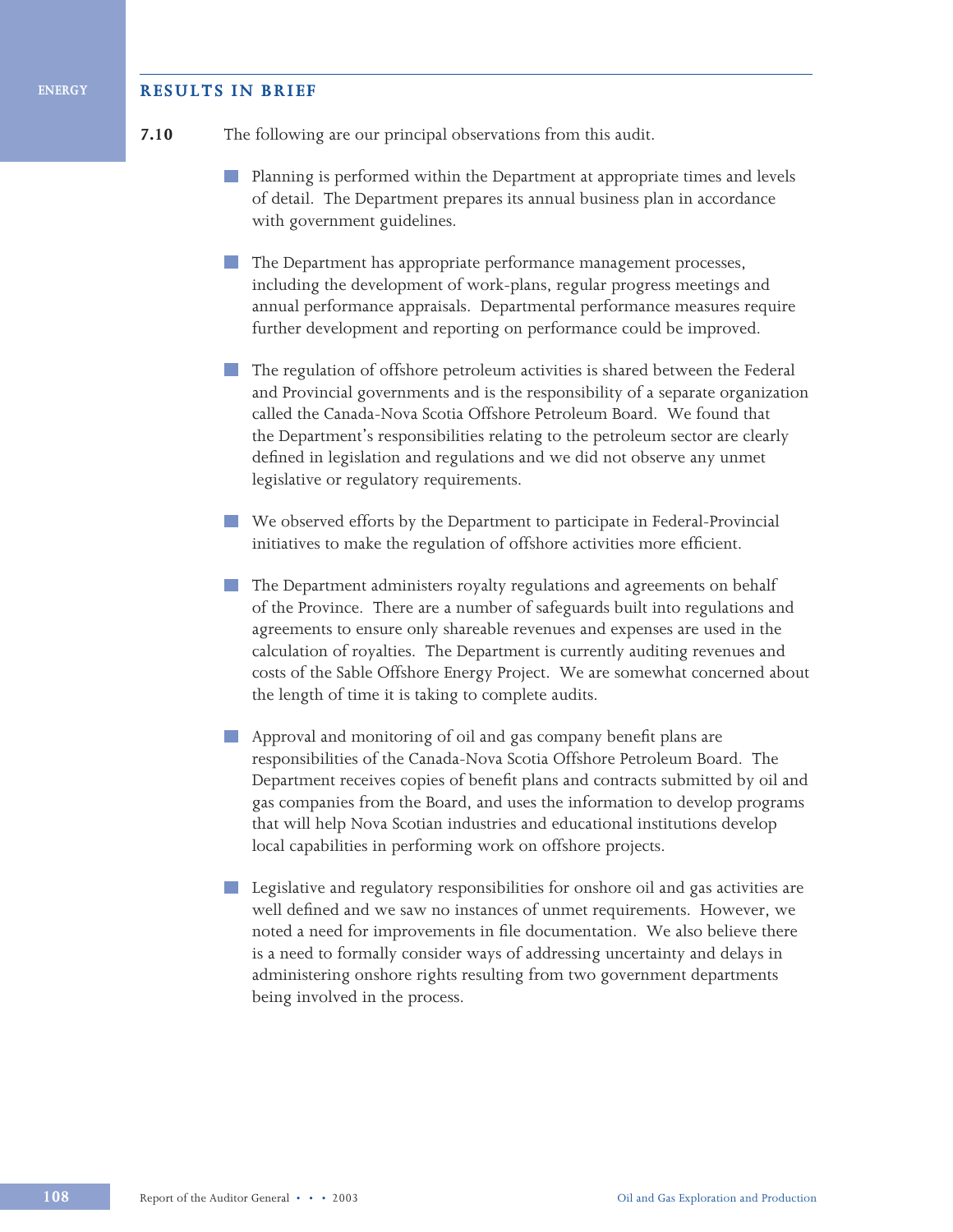## RESULTS IN BRIEF

**7.10** The following are our principal observations from this audit.

- Planning is performed within the Department at appropriate times and levels of detail. The Department prepares its annual business plan in accordance with government guidelines.

- The Department has appropriate performance management processes, including the development of work-plans, regular progress meetings and annual performance appraisals. Departmental performance measures require further development and reporting on performance could be improved.

- The regulation of offshore petroleum activities is shared between the Federal and Provincial governments and is the responsibility of a separate organization called the Canada-Nova Scotia Offshore Petroleum Board. We found that the Department's responsibilities relating to the petroleum sector are clearly defined in legislation and regulations and we did not observe any unmet legislative or regulatory requirements.

- We observed efforts by the Department to participate in Federal-Provincial initiatives to make the regulation of offshore activities more efficient.

- The Department administers royalty regulations and agreements on behalf of the Province. There are a number of safeguards built into regulations and agreements to ensure only shareable revenues and expenses are used in the calculation of royalties. The Department is currently auditing revenues and costs of the Sable Offshore Energy Project. We are somewhat concerned about the length of time it is taking to complete audits.

- Approval and monitoring of oil and gas company benefit plans are responsibilities of the Canada-Nova Scotia Offshore Petroleum Board. The Department receives copies of benefit plans and contracts submitted by oil and gas companies from the Board, and uses the information to develop programs that will help Nova Scotian industries and educational institutions develop local capabilities in performing work on offshore projects.

- Legislative and regulatory responsibilities for onshore oil and gas activities are well defined and we saw no instances of unmet requirements. However, we noted a need for improvements in file documentation. We also believe there is a need to formally consider ways of addressing uncertainty and delays in administering onshore rights resulting from two government departments being involved in the process.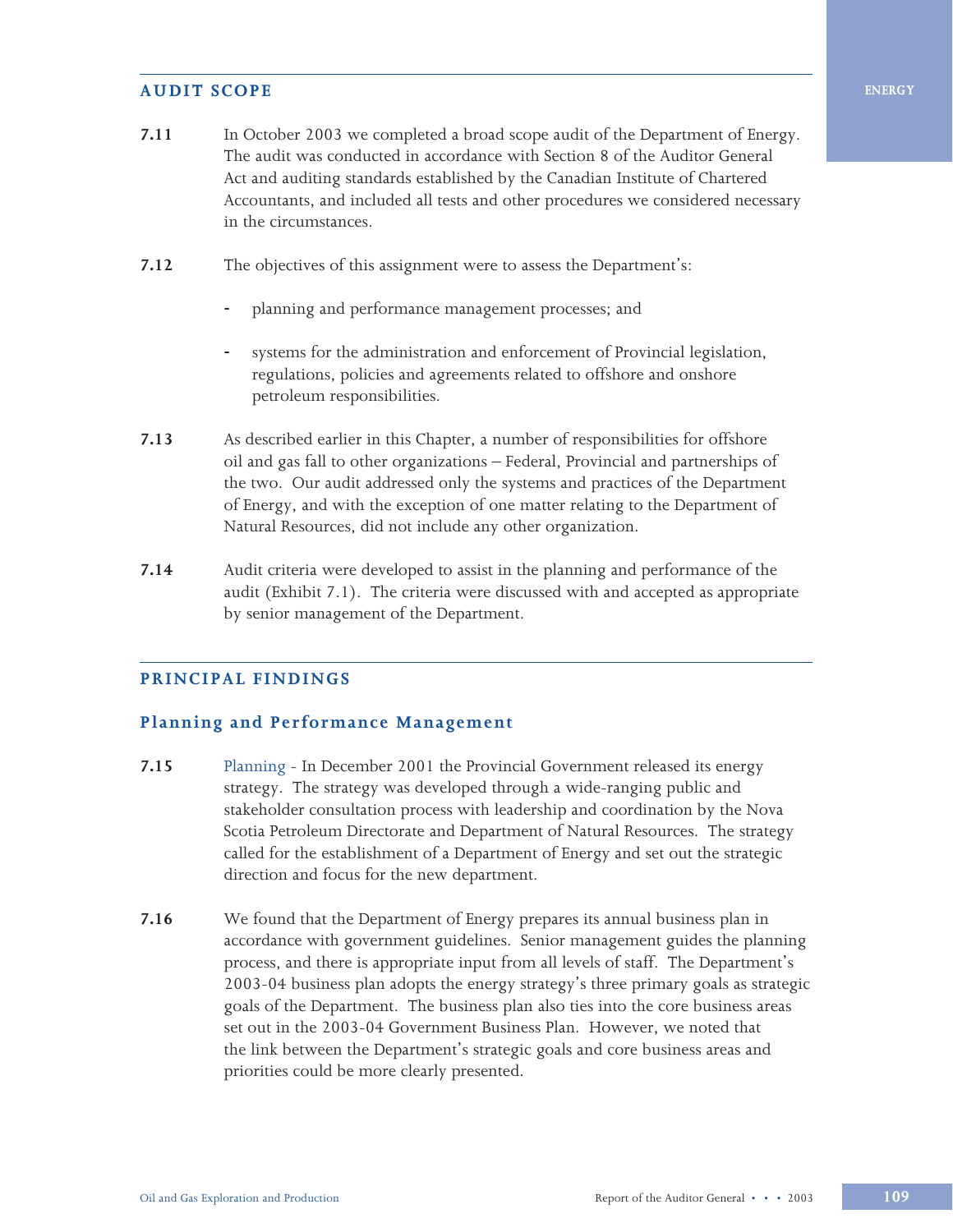## AUDIT SCOPE

**7.11** In October 2003 we completed a broad scope audit of the Department of Energy. The audit was conducted in accordance with Section 8 of the Auditor General Act and auditing standards established by the Canadian Institute of Chartered Accountants, and included all tests and other procedures we considered necessary in the circumstances.

**7.12** The objectives of this assignment were to assess the Department's:

- planning and performance management processes; and
- systems for the administration and enforcement of Provincial legislation, regulations, policies and agreements related to offshore and onshore petroleum responsibilities.

**7.13** As described earlier in this Chapter, a number of responsibilities for offshore oil and gas fall to other organizations – Federal, Provincial and partnerships of the two. Our audit addressed only the systems and practices of the Department of Energy, and with the exception of one matter relating to the Department of Natural Resources, did not include any other organization.

**7.14** Audit criteria were developed to assist in the planning and performance of the audit (Exhibit 7.1). The criteria were discussed with and accepted as appropriate by senior management of the Department.

## PRINCIPAL FINDINGS

### Planning and Performance Management

**7.15** Planning - In December 2001 the Provincial Government released its energy strategy. The strategy was developed through a wide-ranging public and stakeholder consultation process with leadership and coordination by the Nova Scotia Petroleum Directorate and Department of Natural Resources. The strategy called for the establishment of a Department of Energy and set out the strategic direction and focus for the new department.

**7.16** We found that the Department of Energy prepares its annual business plan in accordance with government guidelines. Senior management guides the planning process, and there is appropriate input from all levels of staff. The Department's 2003-04 business plan adopts the energy strategy's three primary goals as strategic goals of the Department. The business plan also ties into the core business areas set out in the 2003-04 Government Business Plan. However, we noted that the link between the Department's strategic goals and core business areas and priorities could be more clearly presented.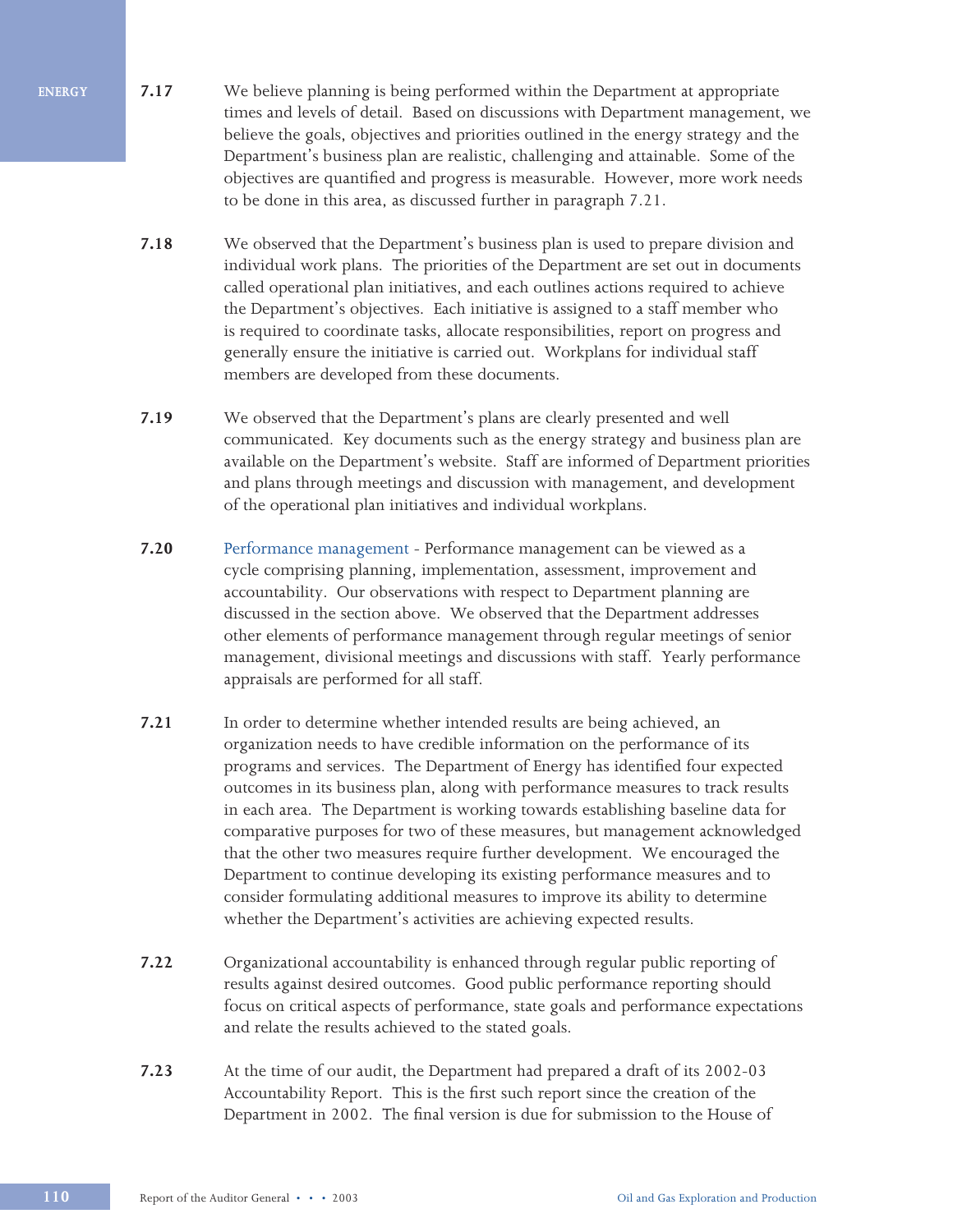**7.17** We believe planning is being performed within the Department at appropriate times and levels of detail. Based on discussions with Department management, we believe the goals, objectives and priorities outlined in the energy strategy and the Department's business plan are realistic, challenging and attainable. Some of the objectives are quantified and progress is measurable. However, more work needs to be done in this area, as discussed further in paragraph 7.21.

**7.18** We observed that the Department's business plan is used to prepare division and individual work plans. The priorities of the Department are set out in documents called operational plan initiatives, and each outlines actions required to achieve the Department's objectives. Each initiative is assigned to a staff member who is required to coordinate tasks, allocate responsibilities, report on progress and generally ensure the initiative is carried out. Workplans for individual staff members are developed from these documents.

**7.19** We observed that the Department's plans are clearly presented and well communicated. Key documents such as the energy strategy and business plan are available on the Department's website. Staff are informed of Department priorities and plans through meetings and discussion with management, and development of the operational plan initiatives and individual workplans.

**7.20** Performance management - Performance management can be viewed as a cycle comprising planning, implementation, assessment, improvement and accountability. Our observations with respect to Department planning are discussed in the section above. We observed that the Department addresses other elements of performance management through regular meetings of senior management, divisional meetings and discussions with staff. Yearly performance appraisals are performed for all staff.

**7.21** In order to determine whether intended results are being achieved, an organization needs to have credible information on the performance of its programs and services. The Department of Energy has identified four expected outcomes in its business plan, along with performance measures to track results in each area. The Department is working towards establishing baseline data for comparative purposes for two of these measures, but management acknowledged that the other two measures require further development. We encouraged the Department to continue developing its existing performance measures and to consider formulating additional measures to improve its ability to determine whether the Department's activities are achieving expected results.

**7.22** Organizational accountability is enhanced through regular public reporting of results against desired outcomes. Good public performance reporting should focus on critical aspects of performance, state goals and performance expectations and relate the results achieved to the stated goals.

**7.23** At the time of our audit, the Department had prepared a draft of its 2002-03 Accountability Report. This is the first such report since the creation of the Department in 2002. The final version is due for submission to the House of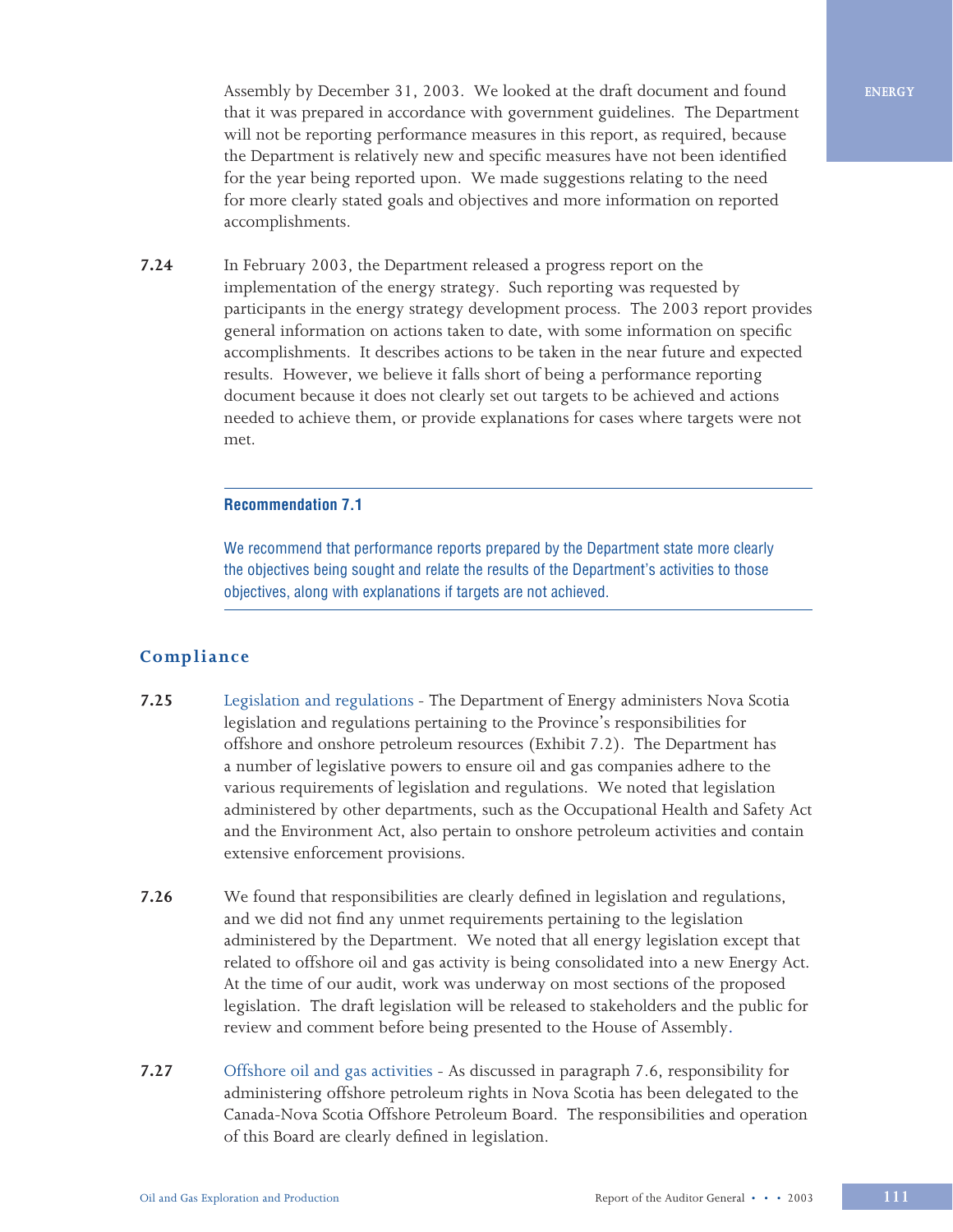Assembly by December 31, 2003. We looked at the draft document and found that it was prepared in accordance with government guidelines. The Department will not be reporting performance measures in this report, as required, because the Department is relatively new and specific measures have not been identified for the year being reported upon. We made suggestions relating to the need for more clearly stated goals and objectives and more information on reported accomplishments.

**7.24** In February 2003, the Department released a progress report on the implementation of the energy strategy. Such reporting was requested by participants in the energy strategy development process. The 2003 report provides general information on actions taken to date, with some information on specific accomplishments. It describes actions to be taken in the near future and expected results. However, we believe it falls short of being a performance reporting document because it does not clearly set out targets to be achieved and actions needed to achieve them, or provide explanations for cases where targets were not met.

---

**Recommendation 7.1**

We recommend that performance reports prepared by the Department state more clearly the objectives being sought and relate the results of the Department's activities to those objectives, along with explanations if targets are not achieved.

---

## Compliance

**7.25** Legislation and regulations - The Department of Energy administers Nova Scotia legislation and regulations pertaining to the Province's responsibilities for offshore and onshore petroleum resources (Exhibit 7.2). The Department has a number of legislative powers to ensure oil and gas companies adhere to the various requirements of legislation and regulations. We noted that legislation administered by other departments, such as the Occupational Health and Safety Act and the Environment Act, also pertain to onshore petroleum activities and contain extensive enforcement provisions.

**7.26** We found that responsibilities are clearly defined in legislation and regulations, and we did not find any unmet requirements pertaining to the legislation administered by the Department. We noted that all energy legislation except that related to offshore oil and gas activity is being consolidated into a new Energy Act. At the time of our audit, work was underway on most sections of the proposed legislation. The draft legislation will be released to stakeholders and the public for review and comment before being presented to the House of Assembly.

**7.27** Offshore oil and gas activities - As discussed in paragraph 7.6, responsibility for administering offshore petroleum rights in Nova Scotia has been delegated to the Canada-Nova Scotia Offshore Petroleum Board. The responsibilities and operation of this Board are clearly defined in legislation.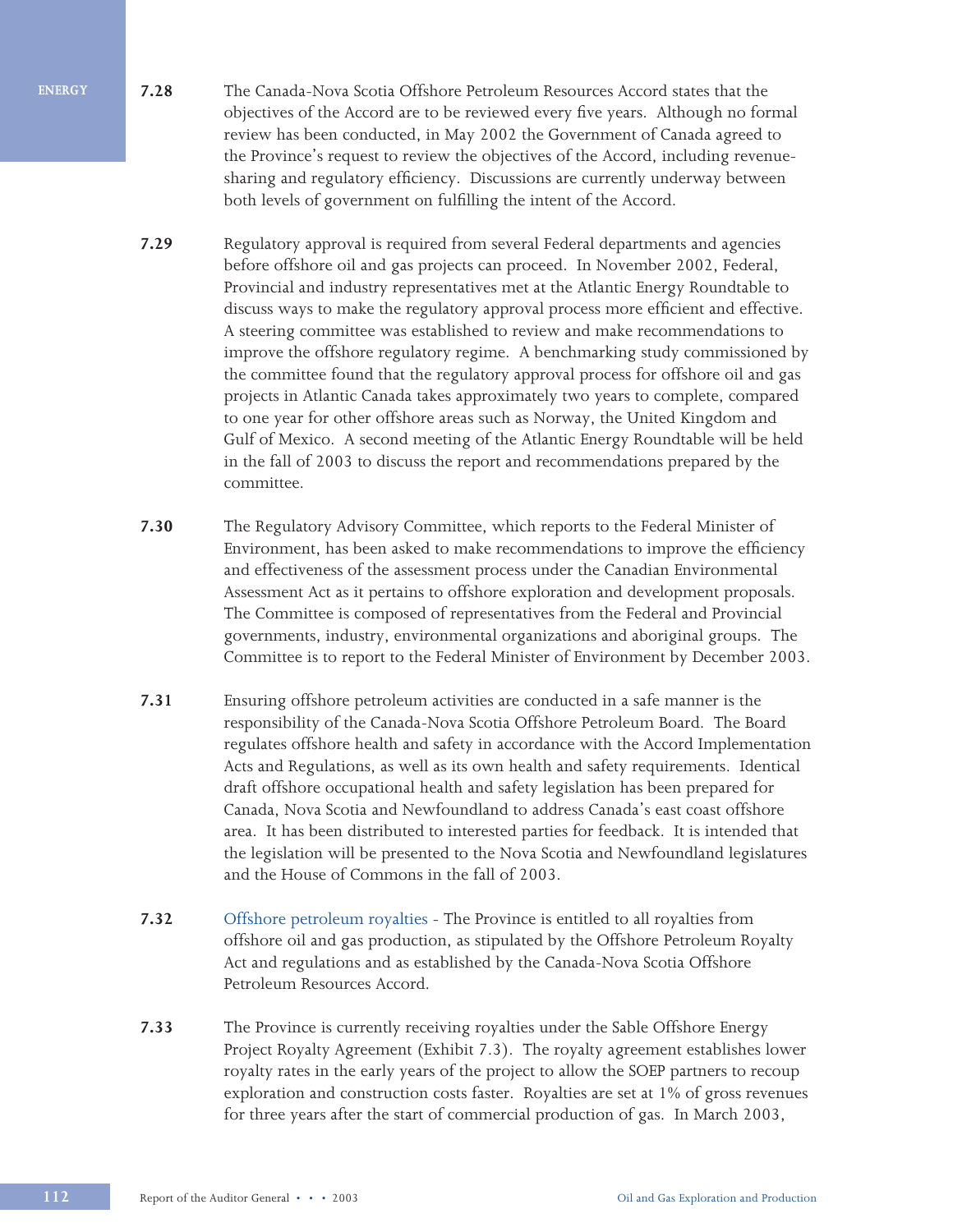**7.28** The Canada-Nova Scotia Offshore Petroleum Resources Accord states that the objectives of the Accord are to be reviewed every five years. Although no formal review has been conducted, in May 2002 the Government of Canada agreed to the Province's request to review the objectives of the Accord, including revenue-sharing and regulatory efficiency. Discussions are currently underway between both levels of government on fulfilling the intent of the Accord.

**7.29** Regulatory approval is required from several Federal departments and agencies before offshore oil and gas projects can proceed. In November 2002, Federal, Provincial and industry representatives met at the Atlantic Energy Roundtable to discuss ways to make the regulatory approval process more efficient and effective. A steering committee was established to review and make recommendations to improve the offshore regulatory regime. A benchmarking study commissioned by the committee found that the regulatory approval process for offshore oil and gas projects in Atlantic Canada takes approximately two years to complete, compared to one year for other offshore areas such as Norway, the United Kingdom and Gulf of Mexico. A second meeting of the Atlantic Energy Roundtable will be held in the fall of 2003 to discuss the report and recommendations prepared by the committee.

**7.30** The Regulatory Advisory Committee, which reports to the Federal Minister of Environment, has been asked to make recommendations to improve the efficiency and effectiveness of the assessment process under the Canadian Environmental Assessment Act as it pertains to offshore exploration and development proposals. The Committee is composed of representatives from the Federal and Provincial governments, industry, environmental organizations and aboriginal groups. The Committee is to report to the Federal Minister of Environment by December 2003.

**7.31** Ensuring offshore petroleum activities are conducted in a safe manner is the responsibility of the Canada-Nova Scotia Offshore Petroleum Board. The Board regulates offshore health and safety in accordance with the Accord Implementation Acts and Regulations, as well as its own health and safety requirements. Identical draft offshore occupational health and safety legislation has been prepared for Canada, Nova Scotia and Newfoundland to address Canada's east coast offshore area. It has been distributed to interested parties for feedback. It is intended that the legislation will be presented to the Nova Scotia and Newfoundland legislatures and the House of Commons in the fall of 2003.

**7.32** Offshore petroleum royalties - The Province is entitled to all royalties from offshore oil and gas production, as stipulated by the Offshore Petroleum Royalty Act and regulations and as established by the Canada-Nova Scotia Offshore Petroleum Resources Accord.

**7.33** The Province is currently receiving royalties under the Sable Offshore Energy Project Royalty Agreement (Exhibit 7.3). The royalty agreement establishes lower royalty rates in the early years of the project to allow the SOEP partners to recoup exploration and construction costs faster. Royalties are set at 1% of gross revenues for three years after the start of commercial production of gas. In March 2003,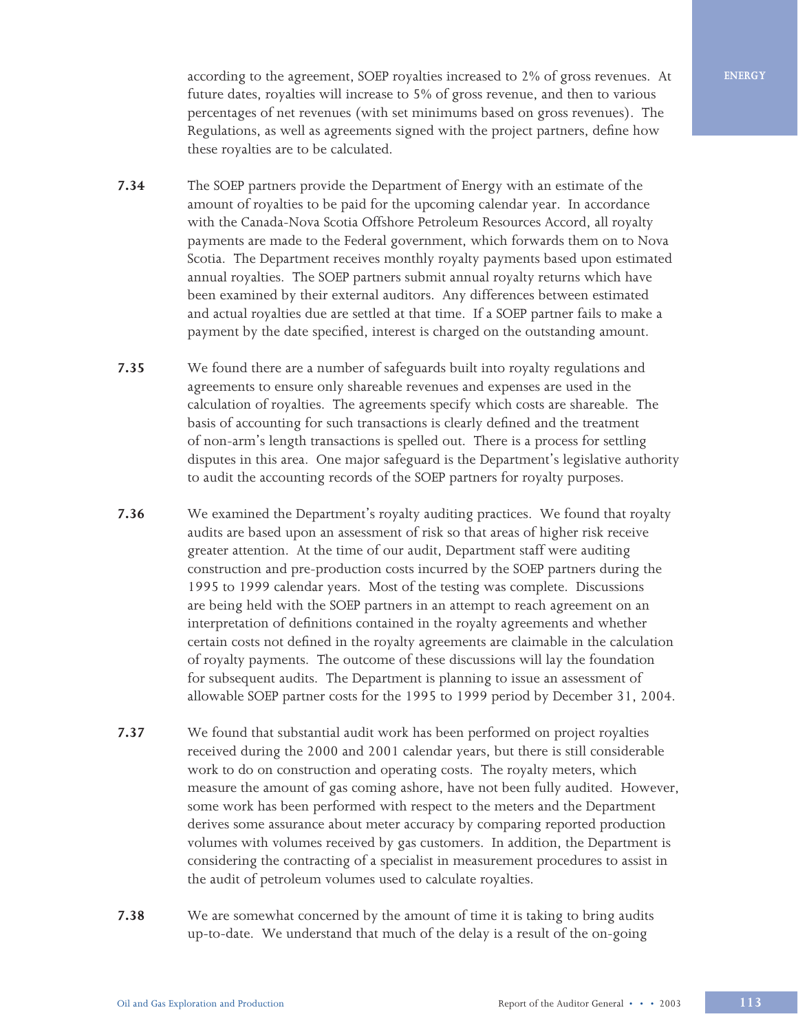according to the agreement, SOEP royalties increased to 2% of gross revenues. At future dates, royalties will increase to 5% of gross revenue, and then to various percentages of net revenues (with set minimums based on gross revenues). The Regulations, as well as agreements signed with the project partners, define how these royalties are to be calculated.

**7.34** The SOEP partners provide the Department of Energy with an estimate of the amount of royalties to be paid for the upcoming calendar year. In accordance with the Canada-Nova Scotia Offshore Petroleum Resources Accord, all royalty payments are made to the Federal government, which forwards them on to Nova Scotia. The Department receives monthly royalty payments based upon estimated annual royalties. The SOEP partners submit annual royalty returns which have been examined by their external auditors. Any differences between estimated and actual royalties due are settled at that time. If a SOEP partner fails to make a payment by the date specified, interest is charged on the outstanding amount.

**7.35** We found there are a number of safeguards built into royalty regulations and agreements to ensure only shareable revenues and expenses are used in the calculation of royalties. The agreements specify which costs are shareable. The basis of accounting for such transactions is clearly defined and the treatment of non-arm's length transactions is spelled out. There is a process for settling disputes in this area. One major safeguard is the Department's legislative authority to audit the accounting records of the SOEP partners for royalty purposes.

**7.36** We examined the Department's royalty auditing practices. We found that royalty audits are based upon an assessment of risk so that areas of higher risk receive greater attention. At the time of our audit, Department staff were auditing construction and pre-production costs incurred by the SOEP partners during the 1995 to 1999 calendar years. Most of the testing was complete. Discussions are being held with the SOEP partners in an attempt to reach agreement on an interpretation of definitions contained in the royalty agreements and whether certain costs not defined in the royalty agreements are claimable in the calculation of royalty payments. The outcome of these discussions will lay the foundation for subsequent audits. The Department is planning to issue an assessment of allowable SOEP partner costs for the 1995 to 1999 period by December 31, 2004.

**7.37** We found that substantial audit work has been performed on project royalties received during the 2000 and 2001 calendar years, but there is still considerable work to do on construction and operating costs. The royalty meters, which measure the amount of gas coming ashore, have not been fully audited. However, some work has been performed with respect to the meters and the Department derives some assurance about meter accuracy by comparing reported production volumes with volumes received by gas customers. In addition, the Department is considering the contracting of a specialist in measurement procedures to assist in the audit of petroleum volumes used to calculate royalties.

**7.38** We are somewhat concerned by the amount of time it is taking to bring audits up-to-date. We understand that much of the delay is a result of the on-going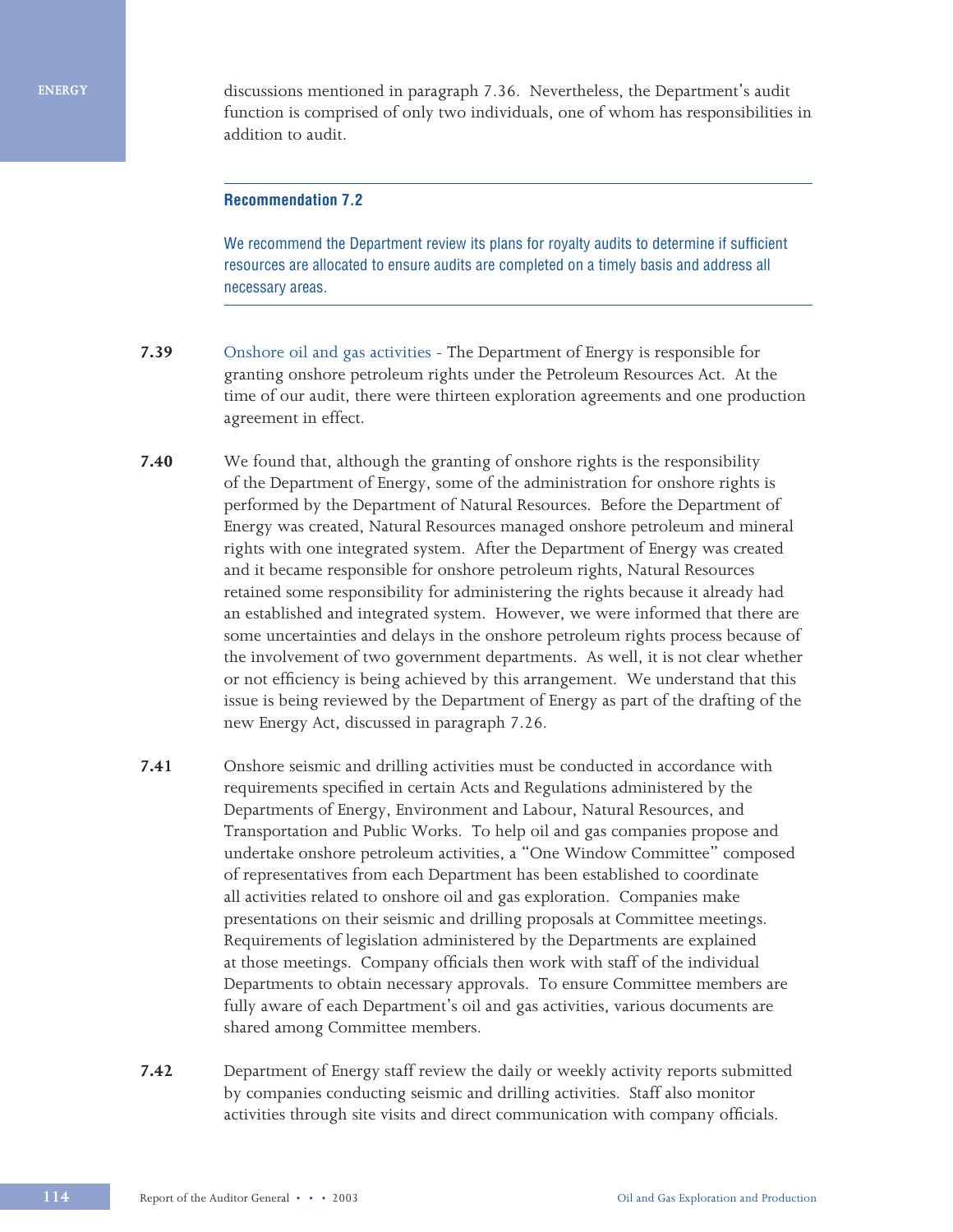discussions mentioned in paragraph 7.36. Nevertheless, the Department's audit function is comprised of only two individuals, one of whom has responsibilities in addition to audit.

---

**Recommendation 7.2**

We recommend the Department review its plans for royalty audits to determine if sufficient resources are allocated to ensure audits are completed on a timely basis and address all necessary areas.

---

**7.39** Onshore oil and gas activities - The Department of Energy is responsible for granting onshore petroleum rights under the Petroleum Resources Act. At the time of our audit, there were thirteen exploration agreements and one production agreement in effect.

**7.40** We found that, although the granting of onshore rights is the responsibility of the Department of Energy, some of the administration for onshore rights is performed by the Department of Natural Resources. Before the Department of Energy was created, Natural Resources managed onshore petroleum and mineral rights with one integrated system. After the Department of Energy was created and it became responsible for onshore petroleum rights, Natural Resources retained some responsibility for administering the rights because it already had an established and integrated system. However, we were informed that there are some uncertainties and delays in the onshore petroleum rights process because of the involvement of two government departments. As well, it is not clear whether or not efficiency is being achieved by this arrangement. We understand that this issue is being reviewed by the Department of Energy as part of the drafting of the new Energy Act, discussed in paragraph 7.26.

**7.41** Onshore seismic and drilling activities must be conducted in accordance with requirements specified in certain Acts and Regulations administered by the Departments of Energy, Environment and Labour, Natural Resources, and Transportation and Public Works. To help oil and gas companies propose and undertake onshore petroleum activities, a "One Window Committee" composed of representatives from each Department has been established to coordinate all activities related to onshore oil and gas exploration. Companies make presentations on their seismic and drilling proposals at Committee meetings. Requirements of legislation administered by the Departments are explained at those meetings. Company officials then work with staff of the individual Departments to obtain necessary approvals. To ensure Committee members are fully aware of each Department's oil and gas activities, various documents are shared among Committee members.

**7.42** Department of Energy staff review the daily or weekly activity reports submitted by companies conducting seismic and drilling activities. Staff also monitor activities through site visits and direct communication with company officials.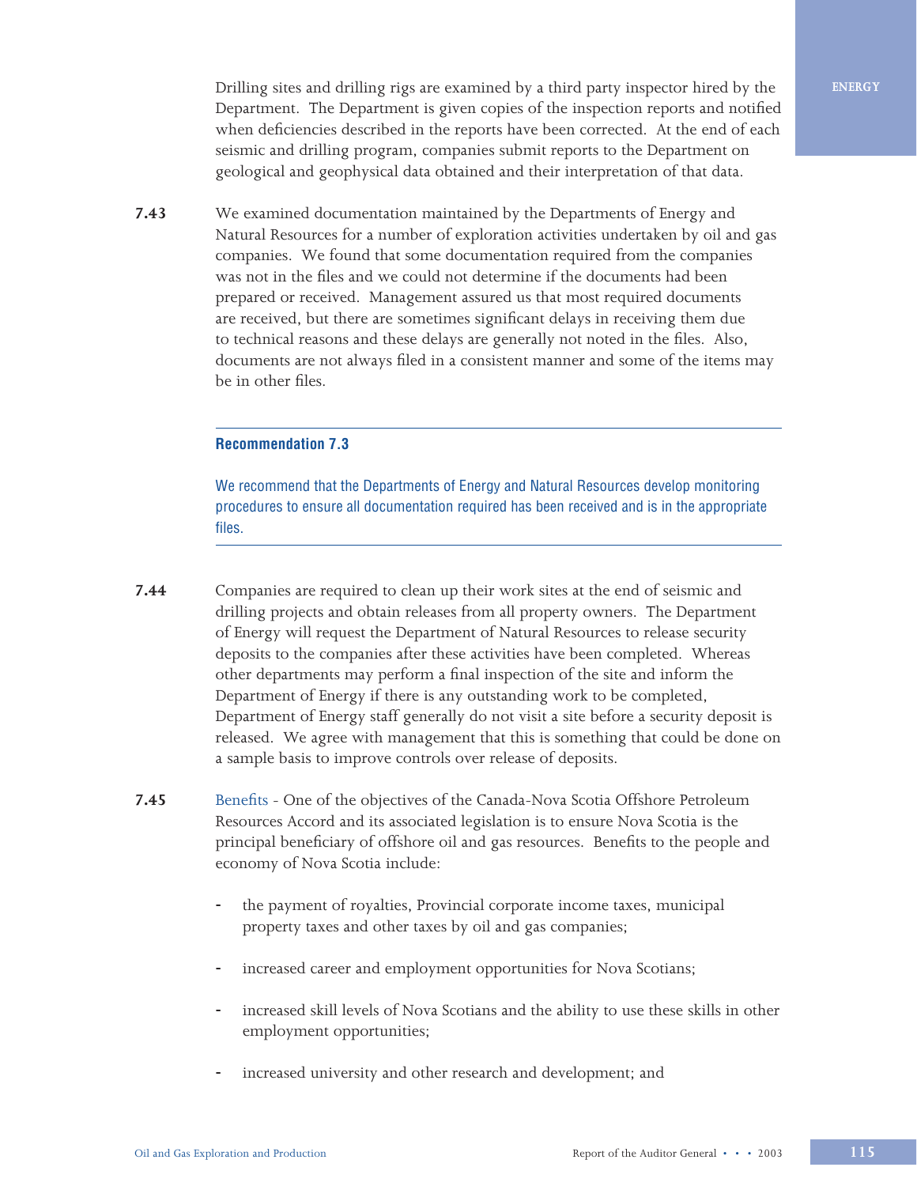Drilling sites and drilling rigs are examined by a third party inspector hired by the Department. The Department is given copies of the inspection reports and notified when deficiencies described in the reports have been corrected. At the end of each seismic and drilling program, companies submit reports to the Department on geological and geophysical data obtained and their interpretation of that data.

**7.43** We examined documentation maintained by the Departments of Energy and Natural Resources for a number of exploration activities undertaken by oil and gas companies. We found that some documentation required from the companies was not in the files and we could not determine if the documents had been prepared or received. Management assured us that most required documents are received, but there are sometimes significant delays in receiving them due to technical reasons and these delays are generally not noted in the files. Also, documents are not always filed in a consistent manner and some of the items may be in other files.

---

**Recommendation 7.3**

We recommend that the Departments of Energy and Natural Resources develop monitoring procedures to ensure all documentation required has been received and is in the appropriate files.

---

**7.44** Companies are required to clean up their work sites at the end of seismic and drilling projects and obtain releases from all property owners. The Department of Energy will request the Department of Natural Resources to release security deposits to the companies after these activities have been completed. Whereas other departments may perform a final inspection of the site and inform the Department of Energy if there is any outstanding work to be completed, Department of Energy staff generally do not visit a site before a security deposit is released. We agree with management that this is something that could be done on a sample basis to improve controls over release of deposits.

**7.45** Benefits - One of the objectives of the Canada-Nova Scotia Offshore Petroleum Resources Accord and its associated legislation is to ensure Nova Scotia is the principal beneficiary of offshore oil and gas resources. Benefits to the people and economy of Nova Scotia include:

- the payment of royalties, Provincial corporate income taxes, municipal property taxes and other taxes by oil and gas companies;
- increased career and employment opportunities for Nova Scotians;
- increased skill levels of Nova Scotians and the ability to use these skills in other employment opportunities;
- increased university and other research and development; and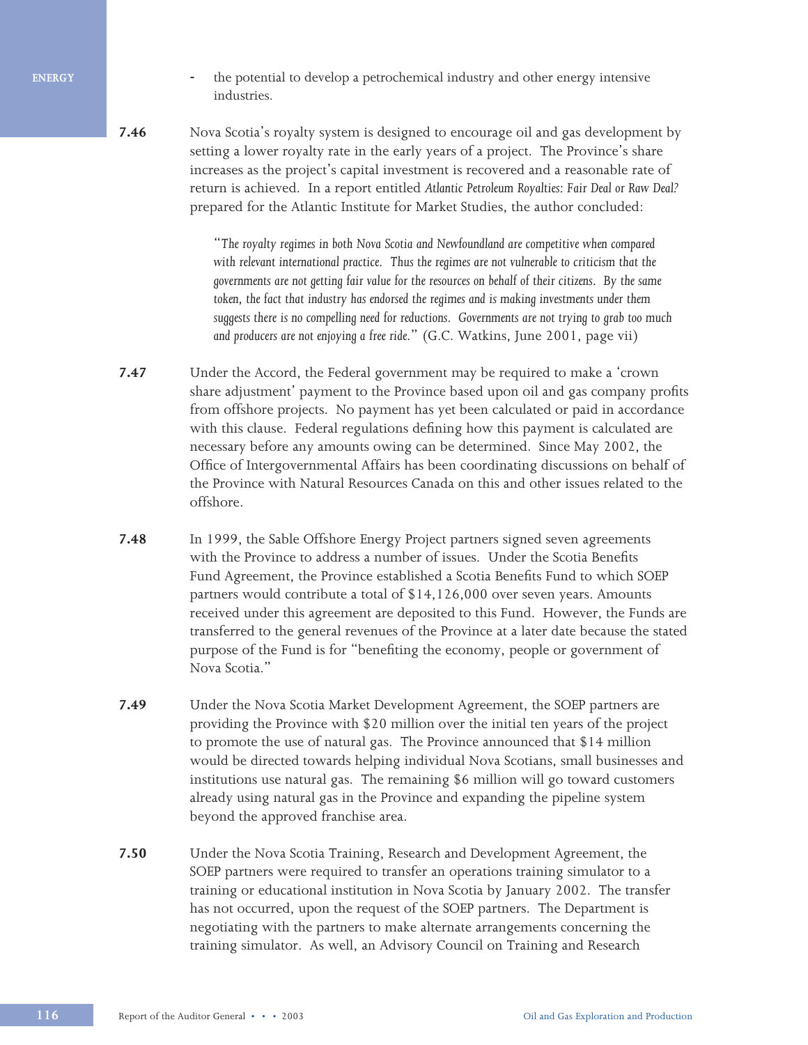- the potential to develop a petrochemical industry and other energy intensive industries.

**7.46** Nova Scotia's royalty system is designed to encourage oil and gas development by setting a lower royalty rate in the early years of a project. The Province's share increases as the project's capital investment is recovered and a reasonable rate of return is achieved. In a report entitled *Atlantic Petroleum Royalties: Fair Deal or Raw Deal?* prepared for the Atlantic Institute for Market Studies, the author concluded:

> "*The royalty regimes in both Nova Scotia and Newfoundland are competitive when compared with relevant international practice. Thus the regimes are not vulnerable to criticism that the governments are not getting fair value for the resources on behalf of their citizens. By the same token, the fact that industry has endorsed the regimes and is making investments under them suggests there is no compelling need for reductions. Governments are not trying to grab too much and producers are not enjoying a free ride.*" (G.C. Watkins, June 2001, page vii)

**7.47** Under the Accord, the Federal government may be required to make a 'crown share adjustment' payment to the Province based upon oil and gas company profits from offshore projects. No payment has yet been calculated or paid in accordance with this clause. Federal regulations defining how this payment is calculated are necessary before any amounts owing can be determined. Since May 2002, the Office of Intergovernmental Affairs has been coordinating discussions on behalf of the Province with Natural Resources Canada on this and other issues related to the offshore.

**7.48** In 1999, the Sable Offshore Energy Project partners signed seven agreements with the Province to address a number of issues. Under the Scotia Benefits Fund Agreement, the Province established a Scotia Benefits Fund to which SOEP partners would contribute a total of $14,126,000 over seven years. Amounts received under this agreement are deposited to this Fund. However, the Funds are transferred to the general revenues of the Province at a later date because the stated purpose of the Fund is for "benefiting the economy, people or government of Nova Scotia."

**7.49** Under the Nova Scotia Market Development Agreement, the SOEP partners are providing the Province with $20 million over the initial ten years of the project to promote the use of natural gas. The Province announced that $14 million would be directed towards helping individual Nova Scotians, small businesses and institutions use natural gas. The remaining $6 million will go toward customers already using natural gas in the Province and expanding the pipeline system beyond the approved franchise area.

**7.50** Under the Nova Scotia Training, Research and Development Agreement, the SOEP partners were required to transfer an operations training simulator to a training or educational institution in Nova Scotia by January 2002. The transfer has not occurred, upon the request of the SOEP partners. The Department is negotiating with the partners to make alternate arrangements concerning the training simulator. As well, an Advisory Council on Training and Research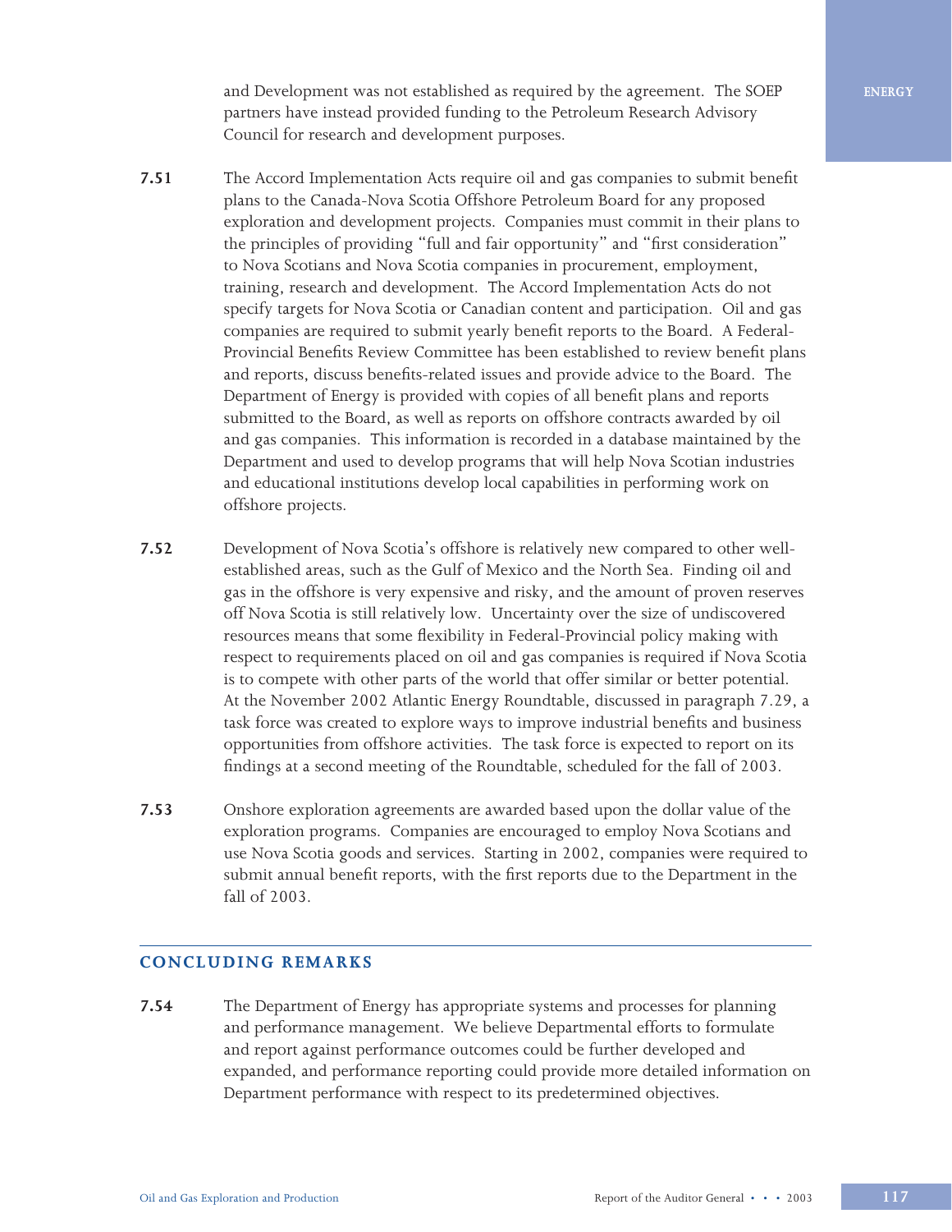and Development was not established as required by the agreement. The SOEP partners have instead provided funding to the Petroleum Research Advisory Council for research and development purposes.

**7.51** The Accord Implementation Acts require oil and gas companies to submit benefit plans to the Canada-Nova Scotia Offshore Petroleum Board for any proposed exploration and development projects. Companies must commit in their plans to the principles of providing "full and fair opportunity" and "first consideration" to Nova Scotians and Nova Scotia companies in procurement, employment, training, research and development. The Accord Implementation Acts do not specify targets for Nova Scotia or Canadian content and participation. Oil and gas companies are required to submit yearly benefit reports to the Board. A Federal-Provincial Benefits Review Committee has been established to review benefit plans and reports, discuss benefits-related issues and provide advice to the Board. The Department of Energy is provided with copies of all benefit plans and reports submitted to the Board, as well as reports on offshore contracts awarded by oil and gas companies. This information is recorded in a database maintained by the Department and used to develop programs that will help Nova Scotian industries and educational institutions develop local capabilities in performing work on offshore projects.

**7.52** Development of Nova Scotia's offshore is relatively new compared to other well-established areas, such as the Gulf of Mexico and the North Sea. Finding oil and gas in the offshore is very expensive and risky, and the amount of proven reserves off Nova Scotia is still relatively low. Uncertainty over the size of undiscovered resources means that some flexibility in Federal-Provincial policy making with respect to requirements placed on oil and gas companies is required if Nova Scotia is to compete with other parts of the world that offer similar or better potential. At the November 2002 Atlantic Energy Roundtable, discussed in paragraph 7.29, a task force was created to explore ways to improve industrial benefits and business opportunities from offshore activities. The task force is expected to report on its findings at a second meeting of the Roundtable, scheduled for the fall of 2003.

**7.53** Onshore exploration agreements are awarded based upon the dollar value of the exploration programs. Companies are encouraged to employ Nova Scotians and use Nova Scotia goods and services. Starting in 2002, companies were required to submit annual benefit reports, with the first reports due to the Department in the fall of 2003.

## CONCLUDING REMARKS

**7.54** The Department of Energy has appropriate systems and processes for planning and performance management. We believe Departmental efforts to formulate and report against performance outcomes could be further developed and expanded, and performance reporting could provide more detailed information on Department performance with respect to its predetermined objectives.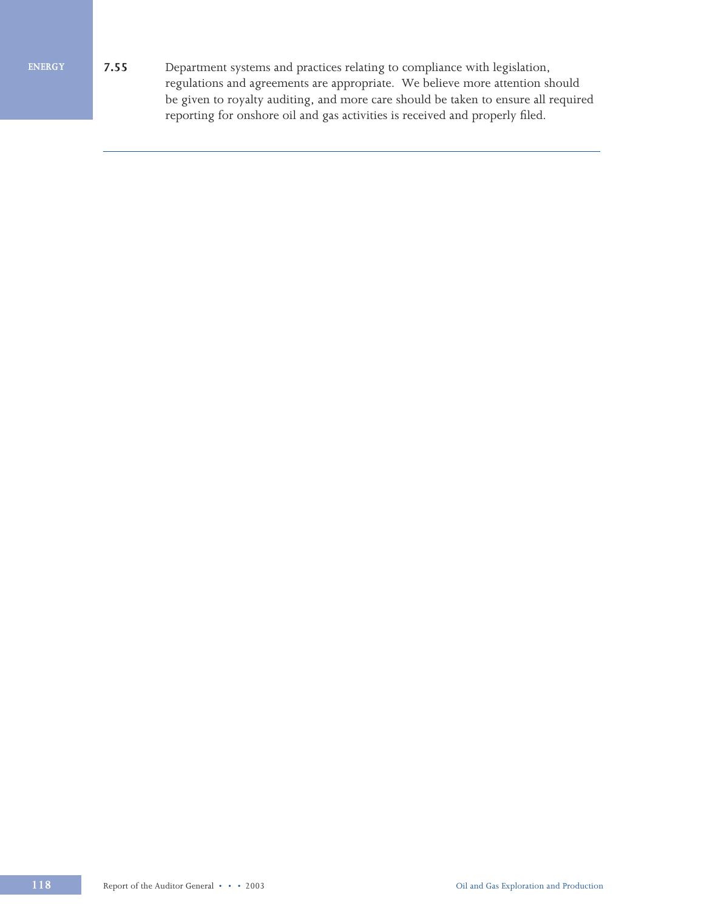**7.55** Department systems and practices relating to compliance with legislation, regulations and agreements are appropriate. We believe more attention should be given to royalty auditing, and more care should be taken to ensure all required reporting for onshore oil and gas activities is received and properly filed.

---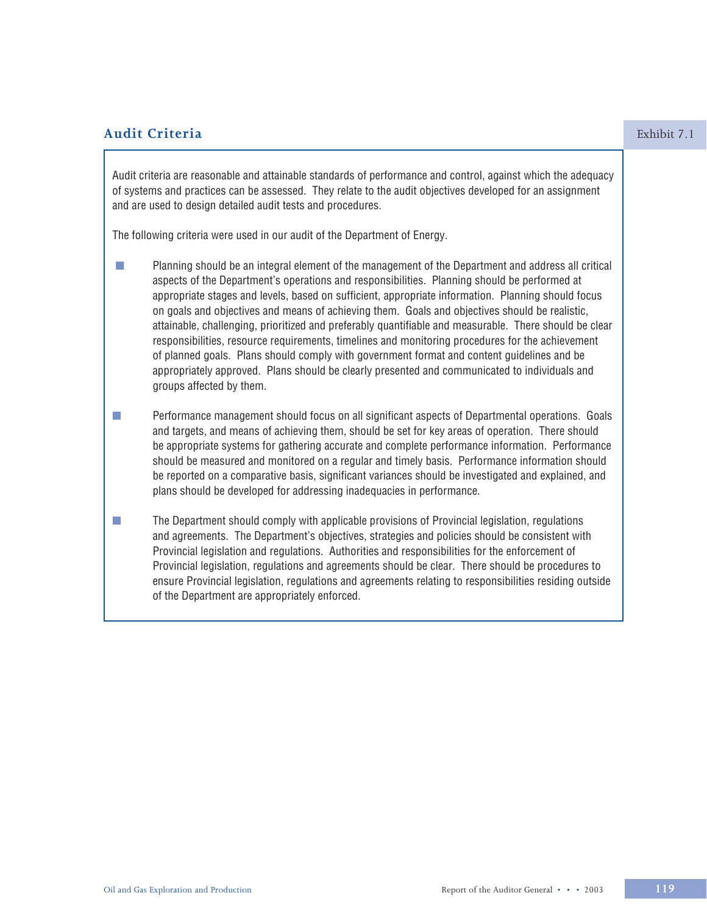## Audit Criteria

Exhibit 7.1

Audit criteria are reasonable and attainable standards of performance and control, against which the adequacy of systems and practices can be assessed. They relate to the audit objectives developed for an assignment and are used to design detailed audit tests and procedures.

The following criteria were used in our audit of the Department of Energy.

- Planning should be an integral element of the management of the Department and address all critical aspects of the Department's operations and responsibilities. Planning should be performed at appropriate stages and levels, based on sufficient, appropriate information. Planning should focus on goals and objectives and means of achieving them. Goals and objectives should be realistic, attainable, challenging, prioritized and preferably quantifiable and measurable. There should be clear responsibilities, resource requirements, timelines and monitoring procedures for the achievement of planned goals. Plans should comply with government format and content guidelines and be appropriately approved. Plans should be clearly presented and communicated to individuals and groups affected by them.

- Performance management should focus on all significant aspects of Departmental operations. Goals and targets, and means of achieving them, should be set for key areas of operation. There should be appropriate systems for gathering accurate and complete performance information. Performance should be measured and monitored on a regular and timely basis. Performance information should be reported on a comparative basis, significant variances should be investigated and explained, and plans should be developed for addressing inadequacies in performance.

- The Department should comply with applicable provisions of Provincial legislation, regulations and agreements. The Department's objectives, strategies and policies should be consistent with Provincial legislation and regulations. Authorities and responsibilities for the enforcement of Provincial legislation, regulations and agreements should be clear. There should be procedures to ensure Provincial legislation, regulations and agreements relating to responsibilities residing outside of the Department are appropriately enforced.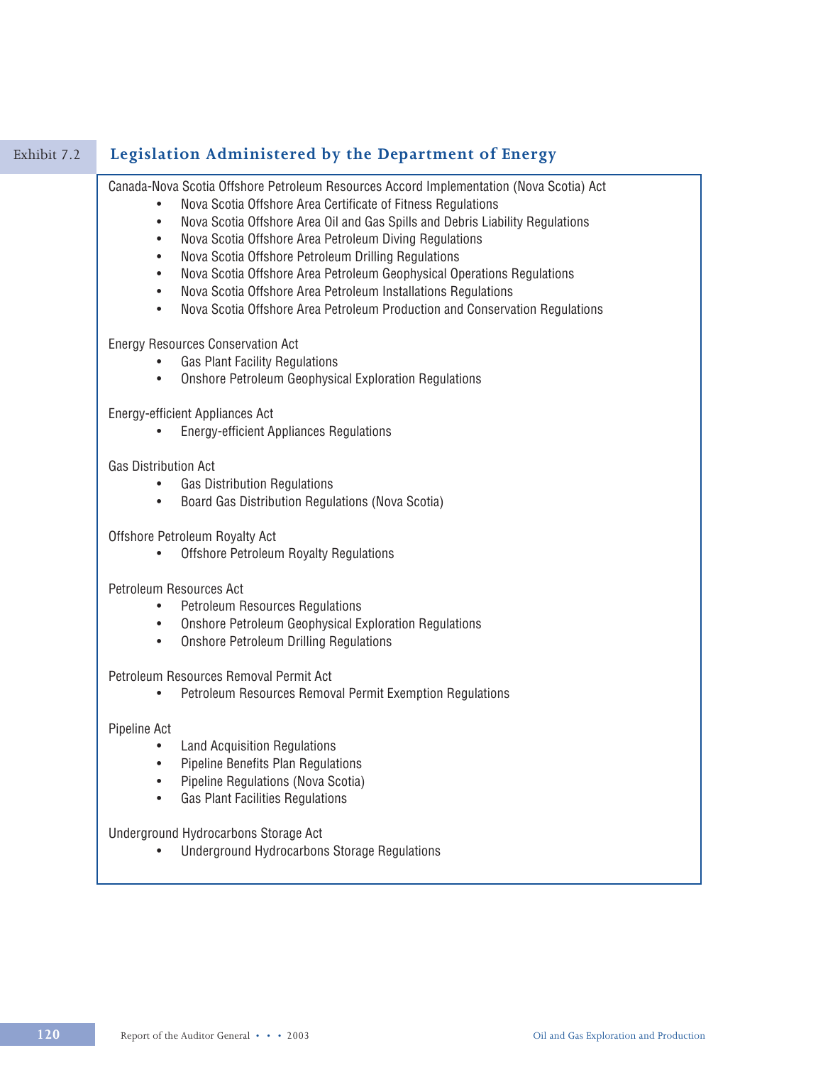## Exhibit 7.2 Legislation Administered by the Department of Energy

Canada-Nova Scotia Offshore Petroleum Resources Accord Implementation (Nova Scotia) Act

- Nova Scotia Offshore Area Certificate of Fitness Regulations
- Nova Scotia Offshore Area Oil and Gas Spills and Debris Liability Regulations
- Nova Scotia Offshore Area Petroleum Diving Regulations
- Nova Scotia Offshore Petroleum Drilling Regulations
- Nova Scotia Offshore Area Petroleum Geophysical Operations Regulations
- Nova Scotia Offshore Area Petroleum Installations Regulations
- Nova Scotia Offshore Area Petroleum Production and Conservation Regulations

Energy Resources Conservation Act

- Gas Plant Facility Regulations
- Onshore Petroleum Geophysical Exploration Regulations

Energy-efficient Appliances Act

- Energy-efficient Appliances Regulations

Gas Distribution Act

- Gas Distribution Regulations
- Board Gas Distribution Regulations (Nova Scotia)

Offshore Petroleum Royalty Act

- Offshore Petroleum Royalty Regulations

Petroleum Resources Act

- Petroleum Resources Regulations
- Onshore Petroleum Geophysical Exploration Regulations
- Onshore Petroleum Drilling Regulations

Petroleum Resources Removal Permit Act

- Petroleum Resources Removal Permit Exemption Regulations

Pipeline Act

- Land Acquisition Regulations
- Pipeline Benefits Plan Regulations
- Pipeline Regulations (Nova Scotia)
- Gas Plant Facilities Regulations

Underground Hydrocarbons Storage Act

- Underground Hydrocarbons Storage Regulations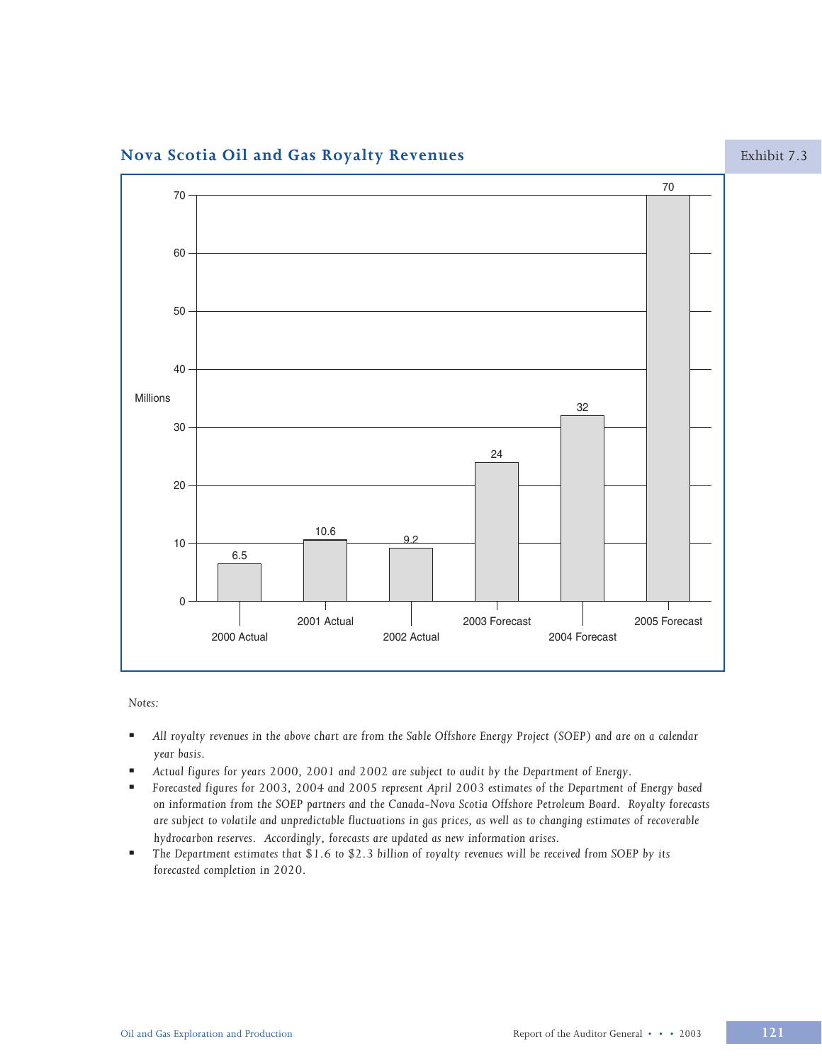## Nova Scotia Oil and Gas Royalty Revenues

Exhibit 7.3

| Year | Millions |
|---|---|
| 2000 Actual | 6.5 |
| 2001 Actual | 10.6 |
| 2002 Actual | 9.2 |
| 2003 Forecast | 24 |
| 2004 Forecast | 32 |
| 2005 Forecast | 70 |

*Notes:*

- *All royalty revenues in the above chart are from the Sable Offshore Energy Project (SOEP) and are on a calendar year basis.*
- *Actual figures for years 2000, 2001 and 2002 are subject to audit by the Department of Energy.*
- *Forecasted figures for 2003, 2004 and 2005 represent April 2003 estimates of the Department of Energy based on information from the SOEP partners and the Canada-Nova Scotia Offshore Petroleum Board. Royalty forecasts are subject to volatile and unpredictable fluctuations in gas prices, as well as to changing estimates of recoverable hydrocarbon reserves. Accordingly, forecasts are updated as new information arises.*
- *The Department estimates that $1.6 to $2.3 billion of royalty revenues will be received from SOEP by its forecasted completion in 2020.*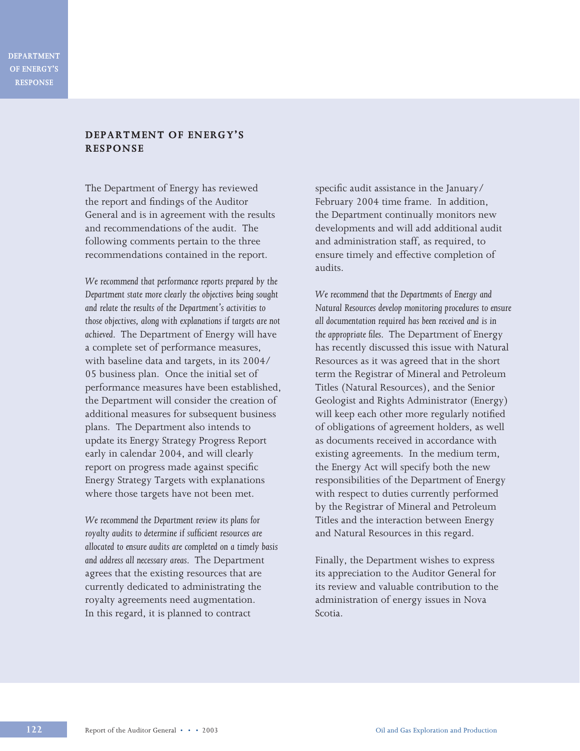## DEPARTMENT OF ENERGY'S RESPONSE

The Department of Energy has reviewed the report and findings of the Auditor General and is in agreement with the results and recommendations of the audit. The following comments pertain to the three recommendations contained in the report.

*We recommend that performance reports prepared by the Department state more clearly the objectives being sought and relate the results of the Department's activities to those objectives, along with explanations if targets are not achieved.* The Department of Energy will have a complete set of performance measures, with baseline data and targets, in its 2004/05 business plan. Once the initial set of performance measures have been established, the Department will consider the creation of additional measures for subsequent business plans. The Department also intends to update its Energy Strategy Progress Report early in calendar 2004, and will clearly report on progress made against specific Energy Strategy Targets with explanations where those targets have not been met.

*We recommend the Department review its plans for royalty audits to determine if sufficient resources are allocated to ensure audits are completed on a timely basis and address all necessary areas.* The Department agrees that the existing resources that are currently dedicated to administrating the royalty agreements need augmentation. In this regard, it is planned to contract specific audit assistance in the January/February 2004 time frame. In addition, the Department continually monitors new developments and will add additional audit and administration staff, as required, to ensure timely and effective completion of audits.

*We recommend that the Departments of Energy and Natural Resources develop monitoring procedures to ensure all documentation required has been received and is in the appropriate files.* The Department of Energy has recently discussed this issue with Natural Resources as it was agreed that in the short term the Registrar of Mineral and Petroleum Titles (Natural Resources), and the Senior Geologist and Rights Administrator (Energy) will keep each other more regularly notified of obligations of agreement holders, as well as documents received in accordance with existing agreements. In the medium term, the Energy Act will specify both the new responsibilities of the Department of Energy with respect to duties currently performed by the Registrar of Mineral and Petroleum Titles and the interaction between Energy and Natural Resources in this regard.

Finally, the Department wishes to express its appreciation to the Auditor General for its review and valuable contribution to the administration of energy issues in Nova Scotia.